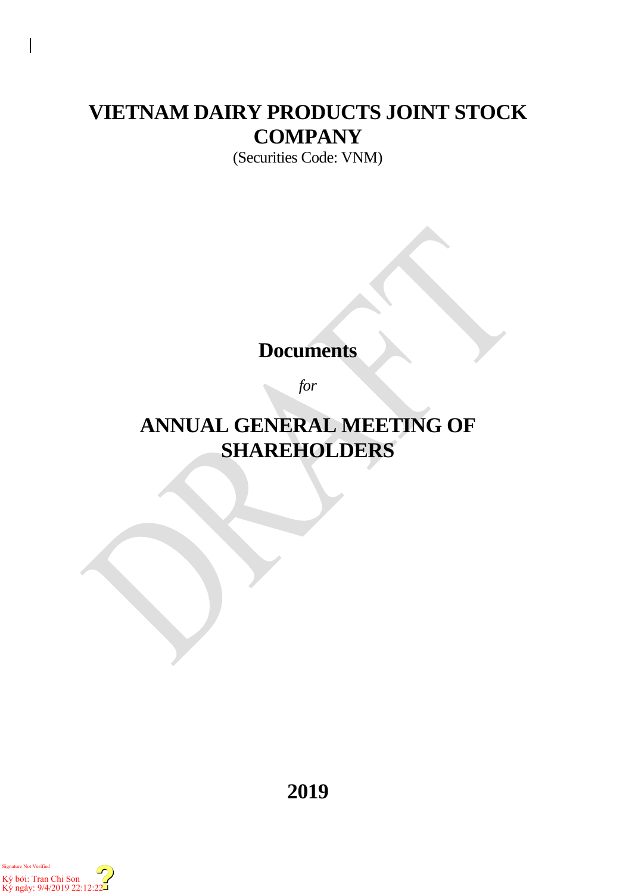# VIETNAM DAIRY PRODUCTS JOINT STOCK COMPANY

(Securities Code: VNM)

## Documents

*for*

# ANNUAL GENERAL MEETING OF SHAREHOLDERS

## 2019

Signature Not Verified

Ký bởi: Tran Chi Son
Ký ngày: 9/4/2019 22:12:22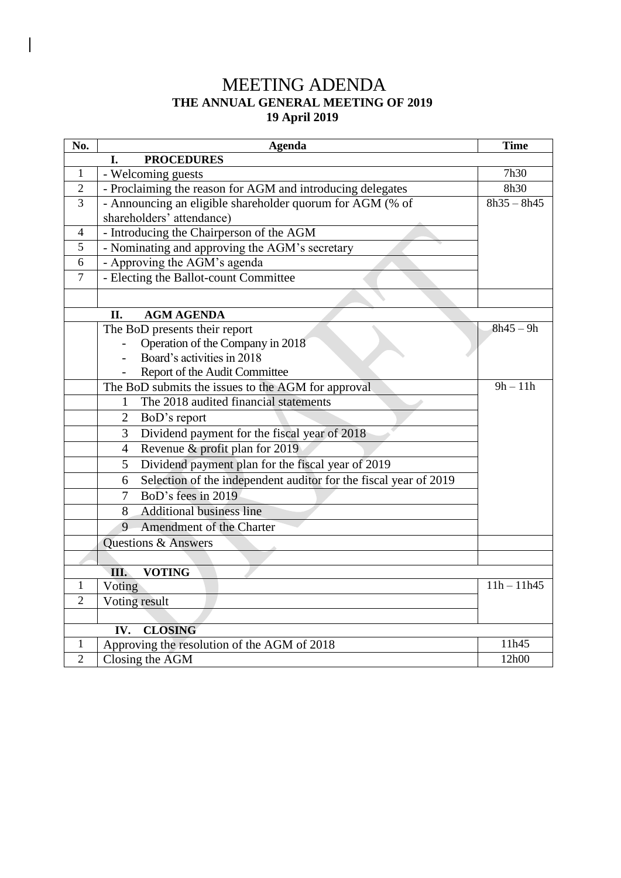# MEETING ADENDA

**THE ANNUAL GENERAL MEETING OF 2019**

**19 April 2019**

| **No.** | **Agenda** | **Time** |
|---|---|---|
| | **I. PROCEDURES** | |
| 1 | - Welcoming guests | 7h30 |
| 2 | - Proclaiming the reason for AGM and introducing delegates | 8h30 |
| 3 | - Announcing an eligible shareholder quorum for AGM (% of shareholders' attendance) | 8h35 – 8h45 |
| 4 | - Introducing the Chairperson of the AGM | |
| 5 | - Nominating and approving the AGM's secretary | |
| 6 | - Approving the AGM's agenda | |
| 7 | - Electing the Ballot-count Committee | |
| | | |
| | **II. AGM AGENDA** | |
| | The BoD presents their report<br>- Operation of the Company in 2018<br>- Board's activities in 2018<br>- Report of the Audit Committee | 8h45 – 9h |
| | The BoD submits the issues to the AGM for approval | 9h – 11h |
| | 1 The 2018 audited financial statements | |
| | 2 BoD's report | |
| | 3 Dividend payment for the fiscal year of 2018 | |
| | 4 Revenue & profit plan for 2019 | |
| | 5 Dividend payment plan for the fiscal year of 2019 | |
| | 6 Selection of the independent auditor for the fiscal year of 2019 | |
| | 7 BoD's fees in 2019 | |
| | 8 Additional business line | |
| | 9 Amendment of the Charter | |
| | Questions & Answers | |
| | | |
| | **III. VOTING** | |
| 1 | Voting | 11h – 11h45 |
| 2 | Voting result | |
| | | |
| | **IV. CLOSING** | |
| 1 | Approving the resolution of the AGM of 2018 | 11h45 |
| 2 | Closing the AGM | 12h00 |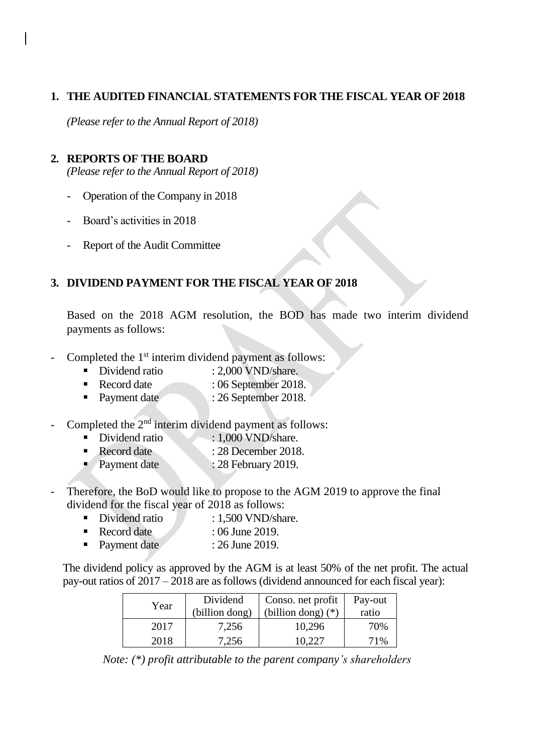## 1. THE AUDITED FINANCIAL STATEMENTS FOR THE FISCAL YEAR OF 2018

*(Please refer to the Annual Report of 2018)*

## 2. REPORTS OF THE BOARD

*(Please refer to the Annual Report of 2018)*

- Operation of the Company in 2018
- Board's activities in 2018
- Report of the Audit Committee

## 3. DIVIDEND PAYMENT FOR THE FISCAL YEAR OF 2018

Based on the 2018 AGM resolution, the BOD has made two interim dividend payments as follows:

- Completed the 1st interim dividend payment as follows:
  - Dividend ratio : 2,000 VND/share.
  - Record date : 06 September 2018.
  - Payment date : 26 September 2018.
- Completed the 2nd interim dividend payment as follows:
  - Dividend ratio : 1,000 VND/share.
  - Record date : 28 December 2018.
  - Payment date : 28 February 2019.
- Therefore, the BoD would like to propose to the AGM 2019 to approve the final dividend for the fiscal year of 2018 as follows:
  - Dividend ratio : 1,500 VND/share.
  - Record date : 06 June 2019.
  - Payment date : 26 June 2019.

The dividend policy as approved by the AGM is at least 50% of the net profit. The actual pay-out ratios of 2017 – 2018 are as follows (dividend announced for each fiscal year):

| Year | Dividend (billion dong) | Conso. net profit (billion dong) (*) | Pay-out ratio |
|---|---|---|---|
| 2017 | 7,256 | 10,296 | 70% |
| 2018 | 7,256 | 10,227 | 71% |

*Note: (*) profit attributable to the parent company's shareholders*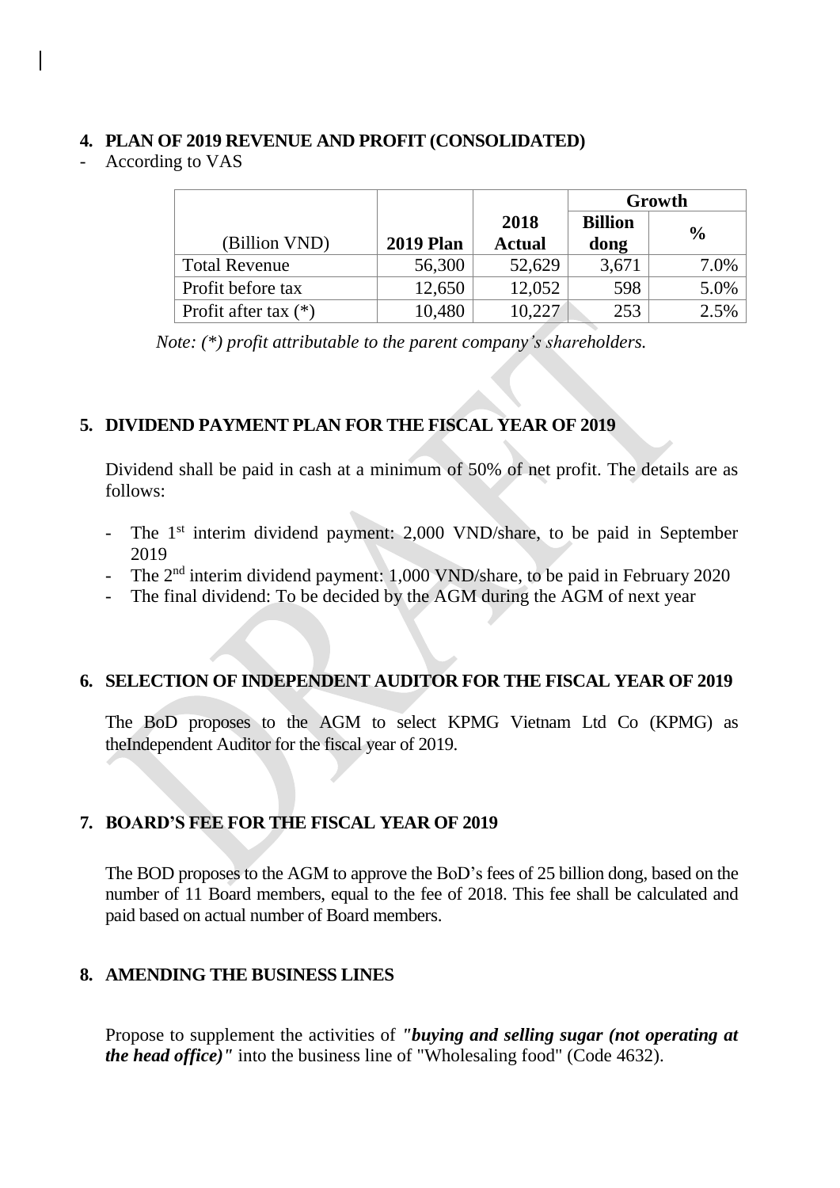## 4. PLAN OF 2019 REVENUE AND PROFIT (CONSOLIDATED)

- According to VAS

| (Billion VND) | 2019 Plan | 2018 Actual | Growth | |
|---|---|---|---|---|
| | | | Billion dong | % |
| Total Revenue | 56,300 | 52,629 | 3,671 | 7.0% |
| Profit before tax | 12,650 | 12,052 | 598 | 5.0% |
| Profit after tax (*) | 10,480 | 10,227 | 253 | 2.5% |

*Note: (*) profit attributable to the parent company's shareholders.*

## 5. DIVIDEND PAYMENT PLAN FOR THE FISCAL YEAR OF 2019

Dividend shall be paid in cash at a minimum of 50% of net profit. The details are as follows:

- The 1st interim dividend payment: 2,000 VND/share, to be paid in September 2019
- The 2nd interim dividend payment: 1,000 VND/share, to be paid in February 2020
- The final dividend: To be decided by the AGM during the AGM of next year

## 6. SELECTION OF INDEPENDENT AUDITOR FOR THE FISCAL YEAR OF 2019

The BoD proposes to the AGM to select KPMG Vietnam Ltd Co (KPMG) as theIndependent Auditor for the fiscal year of 2019.

## 7. BOARD'S FEE FOR THE FISCAL YEAR OF 2019

The BOD proposes to the AGM to approve the BoD's fees of 25 billion dong, based on the number of 11 Board members, equal to the fee of 2018. This fee shall be calculated and paid based on actual number of Board members.

## 8. AMENDING THE BUSINESS LINES

Propose to supplement the activities of ***"buying and selling sugar (not operating at the head office)"*** into the business line of "Wholesaling food" (Code 4632).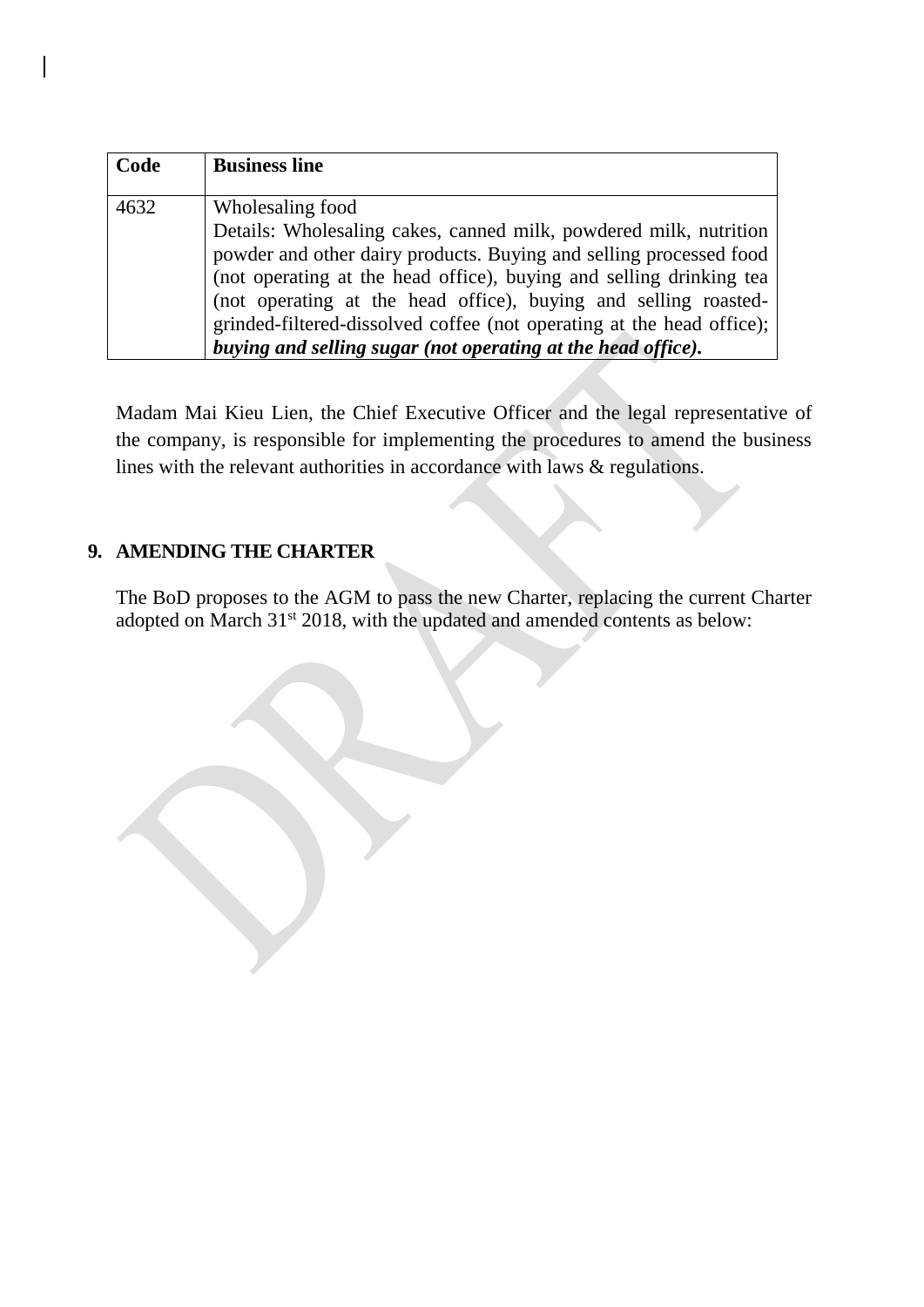| Code | Business line |
|---|---|
| 4632 | Wholesaling food<br>Details: Wholesaling cakes, canned milk, powdered milk, nutrition powder and other dairy products. Buying and selling processed food (not operating at the head office), buying and selling drinking tea (not operating at the head office), buying and selling roasted-grinded-filtered-dissolved coffee (not operating at the head office); ***buying and selling sugar (not operating at the head office).*** |

Madam Mai Kieu Lien, the Chief Executive Officer and the legal representative of the company, is responsible for implementing the procedures to amend the business lines with the relevant authorities in accordance with laws & regulations.

## 9. AMENDING THE CHARTER

The BoD proposes to the AGM to pass the new Charter, replacing the current Charter adopted on March 31st 2018, with the updated and amended contents as below: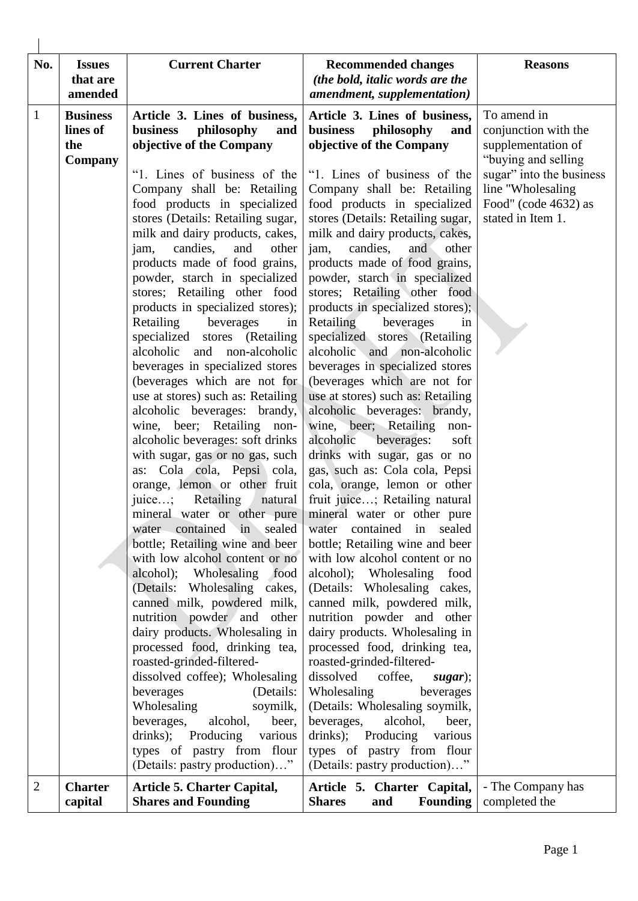| No. | Issues that are amended | Current Charter | Recommended changes *(the bold, italic words are the amendment, supplementation)* | Reasons |
|---|---|---|---|---|
| 1 | **Business lines of the Company** | **Article 3. Lines of business, business philosophy and objective of the Company** "1. Lines of business of the Company shall be: Retailing food products in specialized stores (Details: Retailing sugar, milk and dairy products, cakes, jam, candies, and other products made of food grains, powder, starch in specialized stores; Retailing other food products in specialized stores); Retailing beverages in specialized stores (Retailing alcoholic and non-alcoholic beverages in specialized stores (beverages which are not for use at stores) such as: Retailing alcoholic beverages: brandy, wine, beer; Retailing non-alcoholic beverages: soft drinks with sugar, gas or no gas, such as: Cola cola, Pepsi cola, orange, lemon or other fruit juice…; Retailing natural mineral water or other pure water contained in sealed bottle; Retailing wine and beer with low alcohol content or no alcohol); Wholesaling food (Details: Wholesaling cakes, canned milk, powdered milk, nutrition powder and other dairy products. Wholesaling in processed food, drinking tea, roasted-grinded-filtered-dissolved coffee); Wholesaling beverages (Details: Wholesaling soymilk, beverages, alcohol, beer, drinks); Producing various types of pastry from flour (Details: pastry production)…" | **Article 3. Lines of business, business philosophy and objective of the Company** "1. Lines of business of the Company shall be: Retailing food products in specialized stores (Details: Retailing sugar, milk and dairy products, cakes, jam, candies, and other products made of food grains, powder, starch in specialized stores; Retailing other food products in specialized stores); Retailing beverages in specialized stores (Retailing alcoholic and non-alcoholic beverages in specialized stores (beverages which are not for use at stores) such as: Retailing alcoholic beverages: brandy, wine, beer; Retailing non-alcoholic beverages: soft drinks with sugar, gas or no gas, such as: Cola cola, Pepsi cola, orange, lemon or other fruit juice…; Retailing natural mineral water or other pure water contained in sealed bottle; Retailing wine and beer with low alcohol content or no alcohol); Wholesaling food (Details: Wholesaling cakes, canned milk, powdered milk, nutrition powder and other dairy products. Wholesaling in processed food, drinking tea, roasted-grinded-filtered-dissolved coffee, ***sugar***); Wholesaling beverages (Details: Wholesaling soymilk, beverages, alcohol, beer, drinks); Producing various types of pastry from flour (Details: pastry production)…" | To amend in conjunction with the supplementation of "buying and selling sugar" into the business line "Wholesaling Food" (code 4632) as stated in Item 1. |
| 2 | **Charter capital** | **Article 5. Charter Capital, Shares and Founding** | **Article 5. Charter Capital, Shares and Founding** | - The Company has completed the |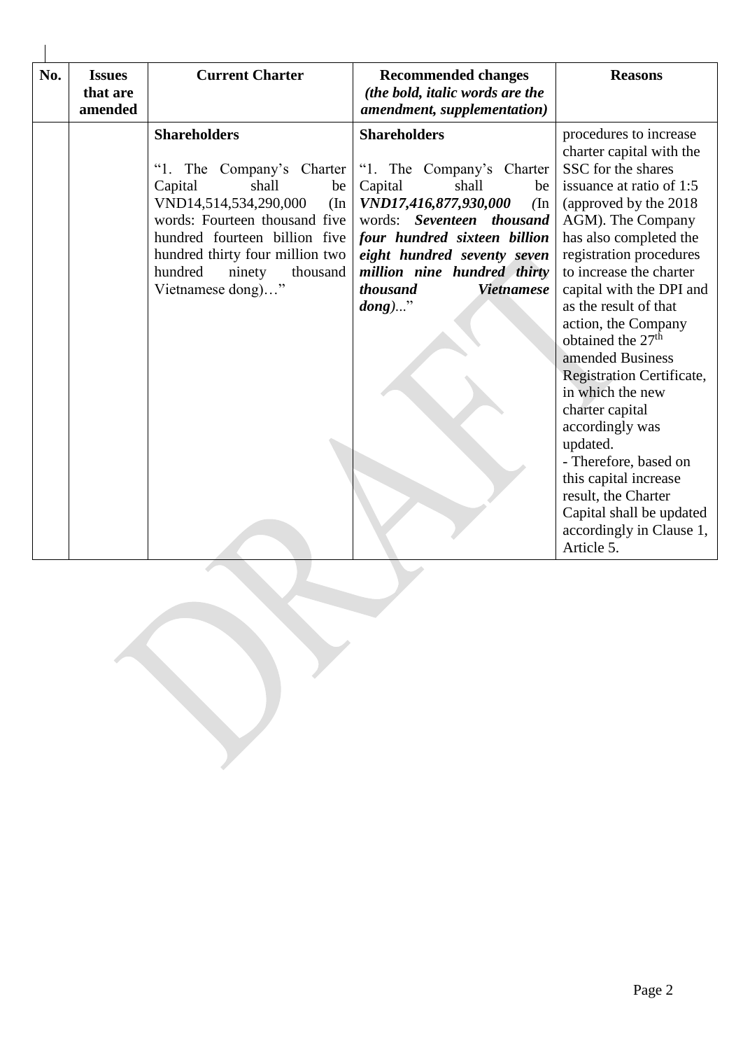| No. | Issues that are amended | Current Charter | Recommended changes *(the bold, italic words are the amendment, supplementation)* | Reasons |
|---|---|---|---|---|
| | | **Shareholders**<br><br>"1. The Company's Charter Capital shall be VND14,514,534,290,000 (In words: Fourteen thousand five hundred fourteen billion five hundred thirty four million two hundred ninety thousand Vietnamese dong)…" | **Shareholders**<br><br>"1. The Company's Charter Capital shall be ***VND17,416,877,930,000*** *(*In words: ***Seventeen thousand four hundred sixteen billion eight hundred seventy seven million nine hundred thirty thousand Vietnamese dong****)*..." | procedures to increase charter capital with the SSC for the shares issuance at ratio of 1:5 (approved by the 2018 AGM). The Company has also completed the registration procedures to increase the charter capital with the DPI and as the result of that action, the Company obtained the 27th amended Business Registration Certificate, in which the new charter capital accordingly was updated.<br>- Therefore, based on this capital increase result, the Charter Capital shall be updated accordingly in Clause 1, Article 5. |